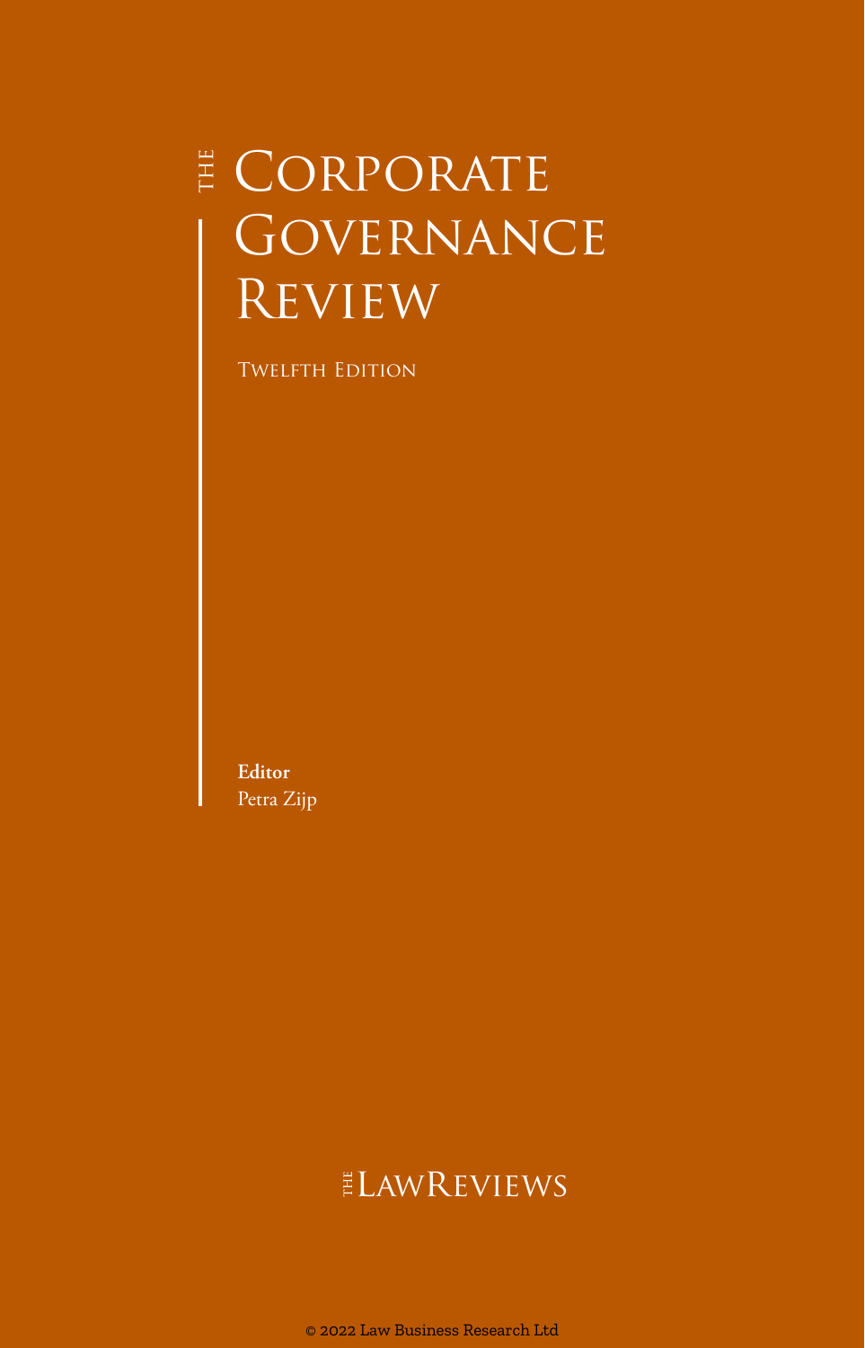# The Corporate Governance Review

Twelfth Edition

**Editor**
Petra Zijp

The LawReviews

© 2022 Law Business Research Ltd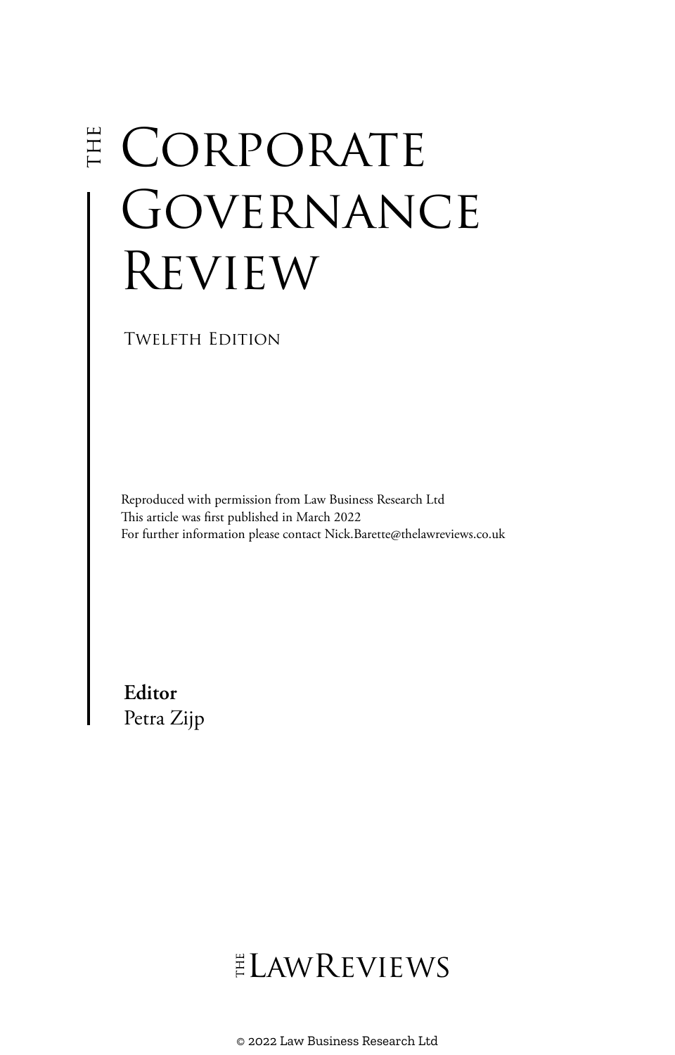# THE CORPORATE GOVERNANCE REVIEW

TWELFTH EDITION

Reproduced with permission from Law Business Research Ltd
This article was first published in March 2022
For further information please contact Nick.Barette@thelawreviews.co.uk

**Editor**
Petra Zijp

THE LAWREVIEWS

© 2022 Law Business Research Ltd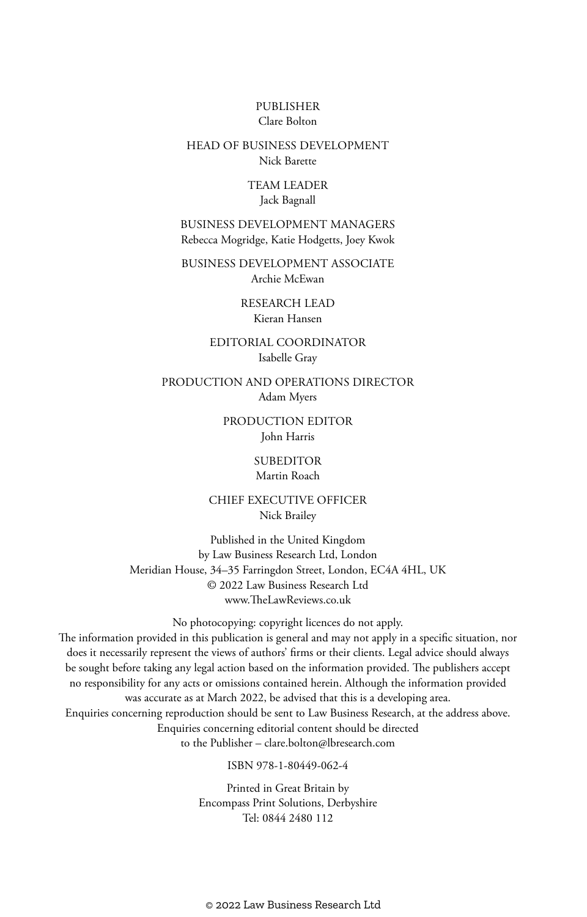PUBLISHER
Clare Bolton

HEAD OF BUSINESS DEVELOPMENT
Nick Barette

TEAM LEADER
Jack Bagnall

BUSINESS DEVELOPMENT MANAGERS
Rebecca Mogridge, Katie Hodgetts, Joey Kwok

BUSINESS DEVELOPMENT ASSOCIATE
Archie McEwan

RESEARCH LEAD
Kieran Hansen

EDITORIAL COORDINATOR
Isabelle Gray

PRODUCTION AND OPERATIONS DIRECTOR
Adam Myers

PRODUCTION EDITOR
John Harris

SUBEDITOR
Martin Roach

CHIEF EXECUTIVE OFFICER
Nick Brailey

Published in the United Kingdom
by Law Business Research Ltd, London
Meridian House, 34–35 Farringdon Street, London, EC4A 4HL, UK
© 2022 Law Business Research Ltd
www.TheLawReviews.co.uk

No photocopying: copyright licences do not apply.
The information provided in this publication is general and may not apply in a specific situation, nor does it necessarily represent the views of authors' firms or their clients. Legal advice should always be sought before taking any legal action based on the information provided. The publishers accept no responsibility for any acts or omissions contained herein. Although the information provided was accurate as at March 2022, be advised that this is a developing area.
Enquiries concerning reproduction should be sent to Law Business Research, at the address above.
Enquiries concerning editorial content should be directed
to the Publisher – clare.bolton@lbresearch.com

ISBN 978-1-80449-062-4

Printed in Great Britain by
Encompass Print Solutions, Derbyshire
Tel: 0844 2480 112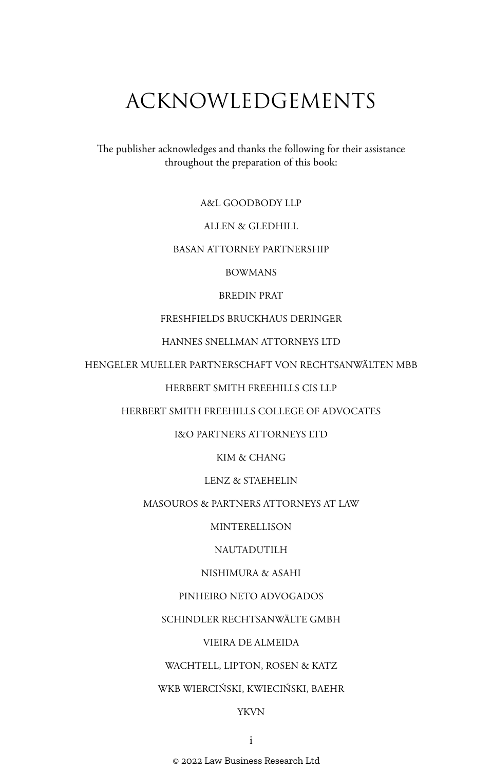# ACKNOWLEDGEMENTS

The publisher acknowledges and thanks the following for their assistance throughout the preparation of this book:

A&L GOODBODY LLP

ALLEN & GLEDHILL

BASAN ATTORNEY PARTNERSHIP

BOWMANS

BREDIN PRAT

FRESHFIELDS BRUCKHAUS DERINGER

HANNES SNELLMAN ATTORNEYS LTD

HENGELER MUELLER PARTNERSCHAFT VON RECHTSANWÄLTEN MBB

HERBERT SMITH FREEHILLS CIS LLP

HERBERT SMITH FREEHILLS COLLEGE OF ADVOCATES

I&O PARTNERS ATTORNEYS LTD

KIM & CHANG

LENZ & STAEHELIN

MASOUROS & PARTNERS ATTORNEYS AT LAW

MINTERELLISON

NAUTADUTILH

NISHIMURA & ASAHI

PINHEIRO NETO ADVOGADOS

SCHINDLER RECHTSANWÄLTE GMBH

VIEIRA DE ALMEIDA

WACHTELL, LIPTON, ROSEN & KATZ

WKB WIERCIŃSKI, KWIECIŃSKI, BAEHR

YKVN

© 2022 Law Business Research Ltd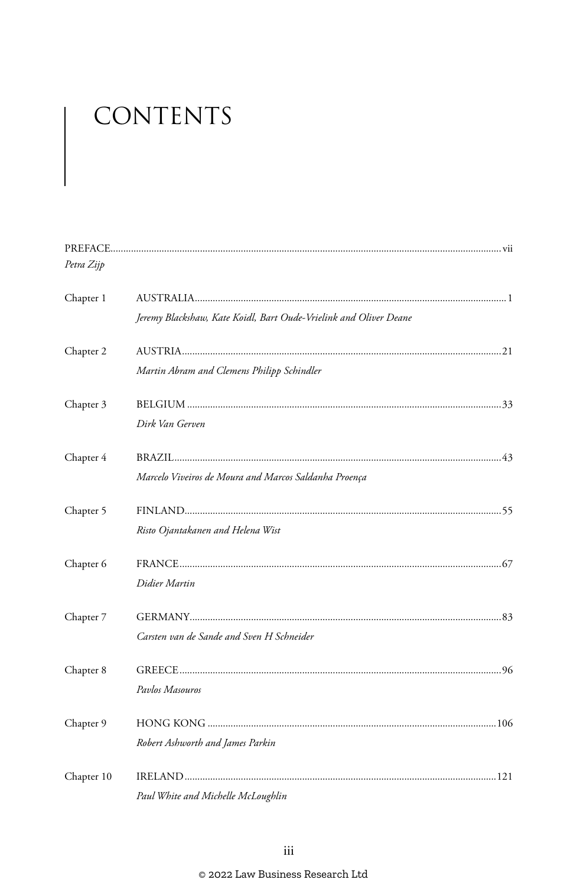# CONTENTS

PREFACE........................................................................................................................................................ vii
*Petra Zijp*

Chapter 1 AUSTRALIA........................................................................................................................ 1
*Jeremy Blackshaw, Kate Koidl, Bart Oude-Vrielink and Oliver Deane*

Chapter 2 AUSTRIA........................................................................................................................... 21
*Martin Abram and Clemens Philipp Schindler*

Chapter 3 BELGIUM ......................................................................................................................... 33
*Dirk Van Gerven*

Chapter 4 BRAZIL.............................................................................................................................. 43
*Marcelo Viveiros de Moura and Marcos Saldanha Proença*

Chapter 5 FINLAND.......................................................................................................................... 55
*Risto Ojantakanen and Helena Wist*

Chapter 6 FRANCE............................................................................................................................ 67
*Didier Martin*

Chapter 7 GERMANY........................................................................................................................ 83
*Carsten van de Sande and Sven H Schneider*

Chapter 8 GREECE............................................................................................................................ 96
*Pavlos Masouros*

Chapter 9 HONG KONG ................................................................................................................ 106
*Robert Ashworth and James Parkin*

Chapter 10 IRELAND........................................................................................................................ 121
*Paul White and Michelle McLoughlin*

© 2022 Law Business Research Ltd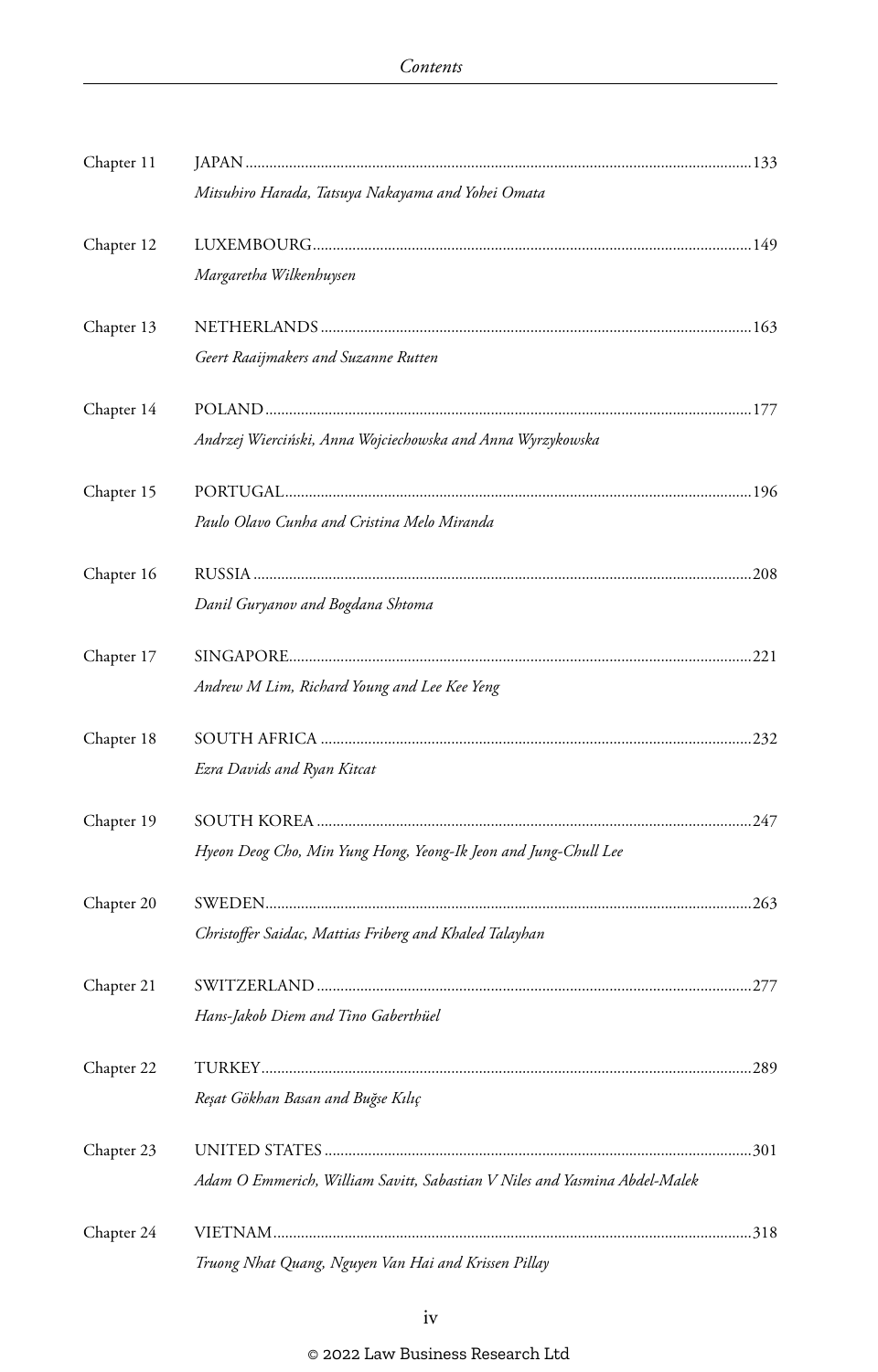Chapter 11 JAPAN..............................................................................................................133

*Mitsuhiro Harada, Tatsuya Nakayama and Yohei Omata*

Chapter 12 LUXEMBOURG.............................................................................................................149

*Margaretha Wilkenhuysen*

Chapter 13 NETHERLANDS...........................................................................................................163

*Geert Raaijmakers and Suzanne Rutten*

Chapter 14 POLAND.........................................................................................................................177

*Andrzej Wierciński, Anna Wojciechowska and Anna Wyrzykowska*

Chapter 15 PORTUGAL....................................................................................................................196

*Paulo Olavo Cunha and Cristina Melo Miranda*

Chapter 16 RUSSIA...........................................................................................................................208

*Danil Guryanov and Bogdana Shtoma*

Chapter 17 SINGAPORE...................................................................................................................221

*Andrew M Lim, Richard Young and Lee Kee Yeng*

Chapter 18 SOUTH AFRICA...........................................................................................................232

*Ezra Davids and Ryan Kitcat*

Chapter 19 SOUTH KOREA............................................................................................................247

*Hyeon Deog Cho, Min Yung Hong, Yeong-Ik Jeon and Jung-Chull Lee*

Chapter 20 SWEDEN.........................................................................................................................263

*Christoffer Saidac, Mattias Friberg and Khaled Talayhan*

Chapter 21 SWITZERLAND............................................................................................................277

*Hans-Jakob Diem and Tino Gaberthüel*

Chapter 22 TURKEY..........................................................................................................................289

*Reşat Gökhan Basan and Buğse Kılıç*

Chapter 23 UNITED STATES..........................................................................................................301

*Adam O Emmerich, William Savitt, Sabastian V Niles and Yasmina Abdel-Malek*

Chapter 24 VIETNAM.......................................................................................................................318

*Truong Nhat Quang, Nguyen Van Hai and Krissen Pillay*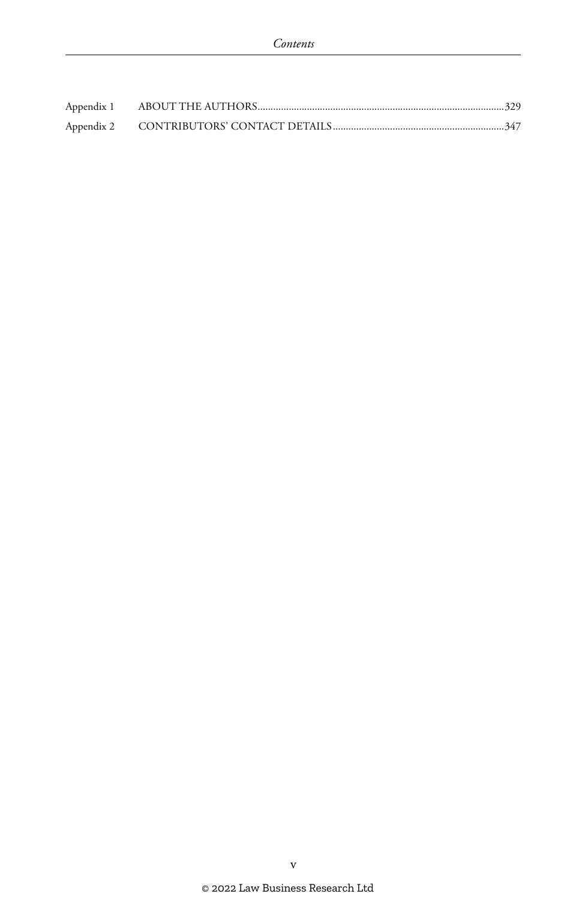| | | |
|---|---|---|
| Appendix 1 | ABOUT THE AUTHORS | 329 |
| Appendix 2 | CONTRIBUTORS' CONTACT DETAILS | 347 |

© 2022 Law Business Research Ltd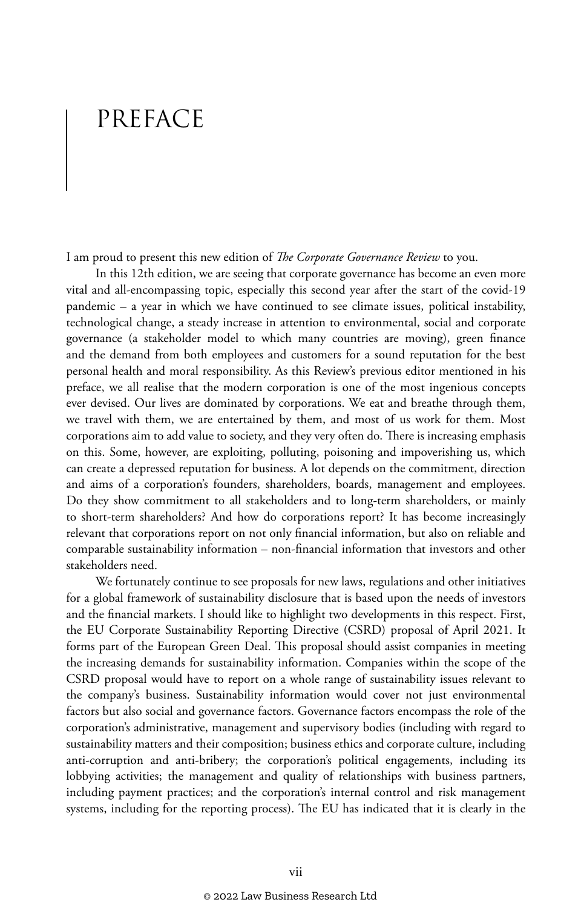# PREFACE

I am proud to present this new edition of *The Corporate Governance Review* to you.

In this 12th edition, we are seeing that corporate governance has become an even more vital and all-encompassing topic, especially this second year after the start of the covid-19 pandemic – a year in which we have continued to see climate issues, political instability, technological change, a steady increase in attention to environmental, social and corporate governance (a stakeholder model to which many countries are moving), green finance and the demand from both employees and customers for a sound reputation for the best personal health and moral responsibility. As this Review's previous editor mentioned in his preface, we all realise that the modern corporation is one of the most ingenious concepts ever devised. Our lives are dominated by corporations. We eat and breathe through them, we travel with them, we are entertained by them, and most of us work for them. Most corporations aim to add value to society, and they very often do. There is increasing emphasis on this. Some, however, are exploiting, polluting, poisoning and impoverishing us, which can create a depressed reputation for business. A lot depends on the commitment, direction and aims of a corporation's founders, shareholders, boards, management and employees. Do they show commitment to all stakeholders and to long-term shareholders, or mainly to short-term shareholders? And how do corporations report? It has become increasingly relevant that corporations report on not only financial information, but also on reliable and comparable sustainability information – non-financial information that investors and other stakeholders need.

We fortunately continue to see proposals for new laws, regulations and other initiatives for a global framework of sustainability disclosure that is based upon the needs of investors and the financial markets. I should like to highlight two developments in this respect. First, the EU Corporate Sustainability Reporting Directive (CSRD) proposal of April 2021. It forms part of the European Green Deal. This proposal should assist companies in meeting the increasing demands for sustainability information. Companies within the scope of the CSRD proposal would have to report on a whole range of sustainability issues relevant to the company's business. Sustainability information would cover not just environmental factors but also social and governance factors. Governance factors encompass the role of the corporation's administrative, management and supervisory bodies (including with regard to sustainability matters and their composition; business ethics and corporate culture, including anti-corruption and anti-bribery; the corporation's political engagements, including its lobbying activities; the management and quality of relationships with business partners, including payment practices; and the corporation's internal control and risk management systems, including for the reporting process). The EU has indicated that it is clearly in the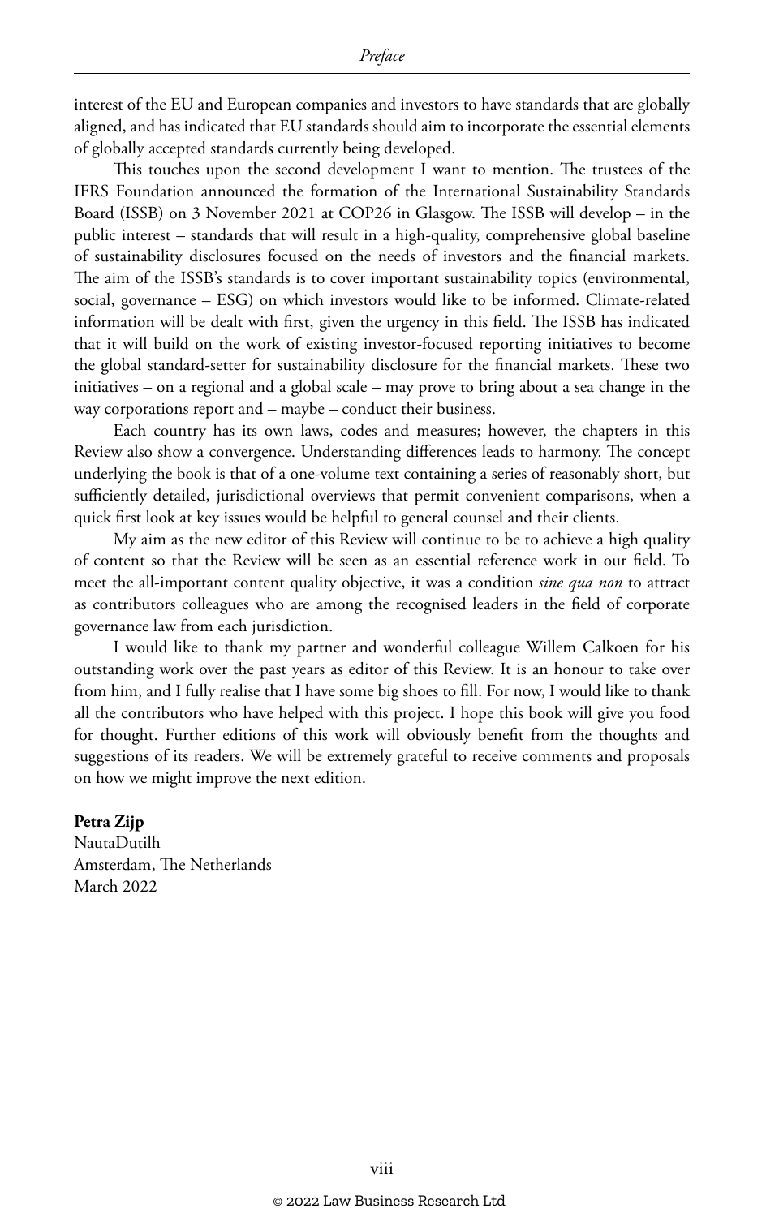interest of the EU and European companies and investors to have standards that are globally aligned, and has indicated that EU standards should aim to incorporate the essential elements of globally accepted standards currently being developed.

This touches upon the second development I want to mention. The trustees of the IFRS Foundation announced the formation of the International Sustainability Standards Board (ISSB) on 3 November 2021 at COP26 in Glasgow. The ISSB will develop – in the public interest – standards that will result in a high-quality, comprehensive global baseline of sustainability disclosures focused on the needs of investors and the financial markets. The aim of the ISSB's standards is to cover important sustainability topics (environmental, social, governance – ESG) on which investors would like to be informed. Climate-related information will be dealt with first, given the urgency in this field. The ISSB has indicated that it will build on the work of existing investor-focused reporting initiatives to become the global standard-setter for sustainability disclosure for the financial markets. These two initiatives – on a regional and a global scale – may prove to bring about a sea change in the way corporations report and – maybe – conduct their business.

Each country has its own laws, codes and measures; however, the chapters in this Review also show a convergence. Understanding differences leads to harmony. The concept underlying the book is that of a one-volume text containing a series of reasonably short, but sufficiently detailed, jurisdictional overviews that permit convenient comparisons, when a quick first look at key issues would be helpful to general counsel and their clients.

My aim as the new editor of this Review will continue to be to achieve a high quality of content so that the Review will be seen as an essential reference work in our field. To meet the all-important content quality objective, it was a condition *sine qua non* to attract as contributors colleagues who are among the recognised leaders in the field of corporate governance law from each jurisdiction.

I would like to thank my partner and wonderful colleague Willem Calkoen for his outstanding work over the past years as editor of this Review. It is an honour to take over from him, and I fully realise that I have some big shoes to fill. For now, I would like to thank all the contributors who have helped with this project. I hope this book will give you food for thought. Further editions of this work will obviously benefit from the thoughts and suggestions of its readers. We will be extremely grateful to receive comments and proposals on how we might improve the next edition.

**Petra Zijp**
NautaDutilh
Amsterdam, The Netherlands
March 2022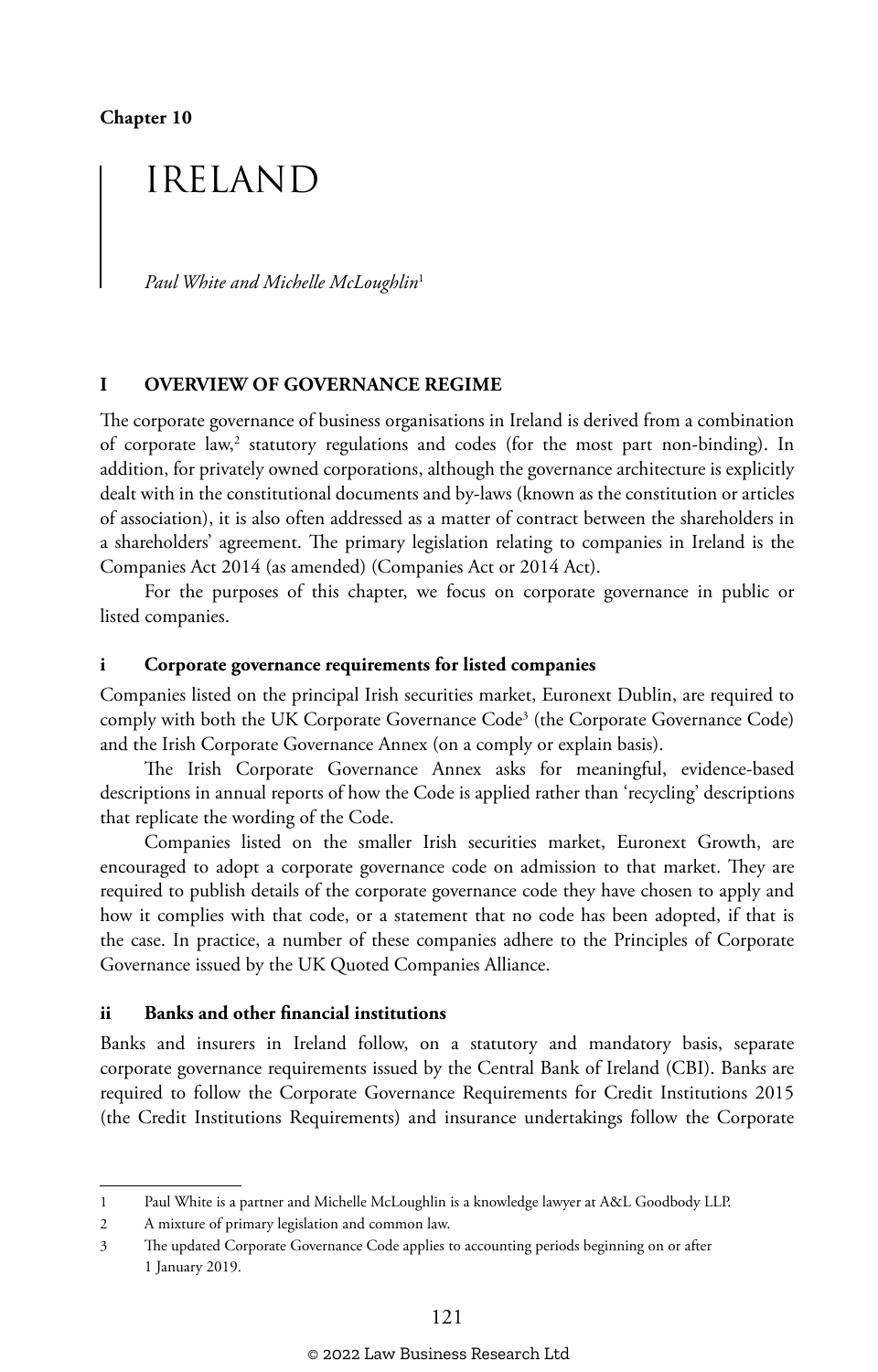**Chapter 10**

# IRELAND

*Paul White and Michelle McLoughlin*[1]

## I OVERVIEW OF GOVERNANCE REGIME

The corporate governance of business organisations in Ireland is derived from a combination of corporate law,[2] statutory regulations and codes (for the most part non-binding). In addition, for privately owned corporations, although the governance architecture is explicitly dealt with in the constitutional documents and by-laws (known as the constitution or articles of association), it is also often addressed as a matter of contract between the shareholders in a shareholders' agreement. The primary legislation relating to companies in Ireland is the Companies Act 2014 (as amended) (Companies Act or 2014 Act).

For the purposes of this chapter, we focus on corporate governance in public or listed companies.

### i Corporate governance requirements for listed companies

Companies listed on the principal Irish securities market, Euronext Dublin, are required to comply with both the UK Corporate Governance Code[3] (the Corporate Governance Code) and the Irish Corporate Governance Annex (on a comply or explain basis).

The Irish Corporate Governance Annex asks for meaningful, evidence-based descriptions in annual reports of how the Code is applied rather than 'recycling' descriptions that replicate the wording of the Code.

Companies listed on the smaller Irish securities market, Euronext Growth, are encouraged to adopt a corporate governance code on admission to that market. They are required to publish details of the corporate governance code they have chosen to apply and how it complies with that code, or a statement that no code has been adopted, if that is the case. In practice, a number of these companies adhere to the Principles of Corporate Governance issued by the UK Quoted Companies Alliance.

### ii Banks and other financial institutions

Banks and insurers in Ireland follow, on a statutory and mandatory basis, separate corporate governance requirements issued by the Central Bank of Ireland (CBI). Banks are required to follow the Corporate Governance Requirements for Credit Institutions 2015 (the Credit Institutions Requirements) and insurance undertakings follow the Corporate

---

1 Paul White is a partner and Michelle McLoughlin is a knowledge lawyer at A&L Goodbody LLP.

2 A mixture of primary legislation and common law.

3 The updated Corporate Governance Code applies to accounting periods beginning on or after 1 January 2019.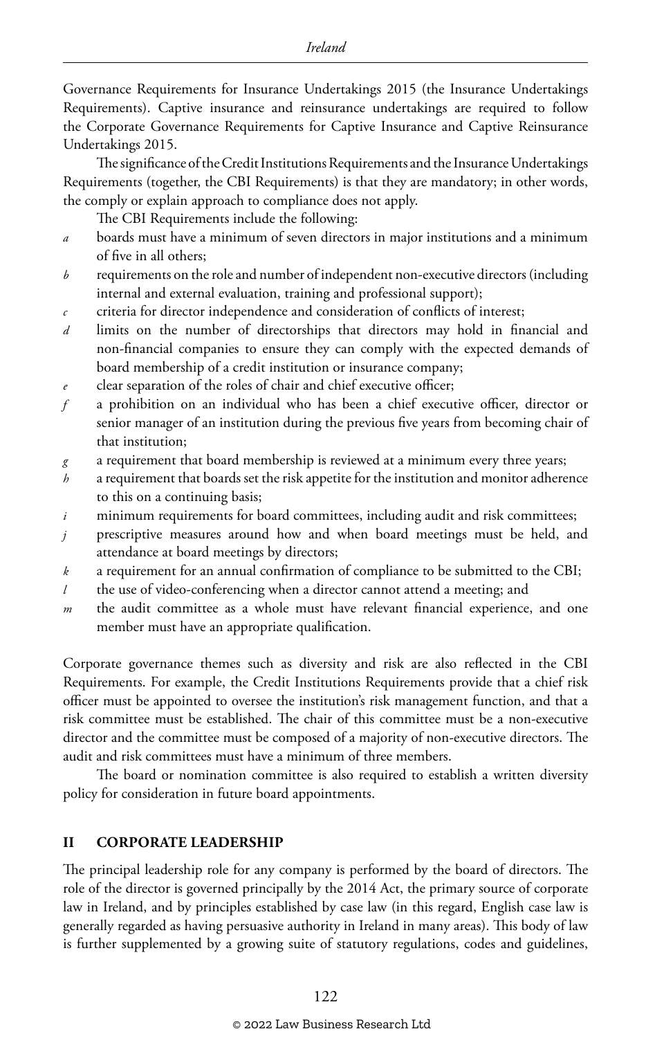Governance Requirements for Insurance Undertakings 2015 (the Insurance Undertakings Requirements). Captive insurance and reinsurance undertakings are required to follow the Corporate Governance Requirements for Captive Insurance and Captive Reinsurance Undertakings 2015.

The significance of the Credit Institutions Requirements and the Insurance Undertakings Requirements (together, the CBI Requirements) is that they are mandatory; in other words, the comply or explain approach to compliance does not apply.

The CBI Requirements include the following:

*a* boards must have a minimum of seven directors in major institutions and a minimum of five in all others;

*b* requirements on the role and number of independent non-executive directors (including internal and external evaluation, training and professional support);

*c* criteria for director independence and consideration of conflicts of interest;

*d* limits on the number of directorships that directors may hold in financial and non-financial companies to ensure they can comply with the expected demands of board membership of a credit institution or insurance company;

*e* clear separation of the roles of chair and chief executive officer;

*f* a prohibition on an individual who has been a chief executive officer, director or senior manager of an institution during the previous five years from becoming chair of that institution;

*g* a requirement that board membership is reviewed at a minimum every three years;

*h* a requirement that boards set the risk appetite for the institution and monitor adherence to this on a continuing basis;

*i* minimum requirements for board committees, including audit and risk committees;

*j* prescriptive measures around how and when board meetings must be held, and attendance at board meetings by directors;

*k* a requirement for an annual confirmation of compliance to be submitted to the CBI;

*l* the use of video-conferencing when a director cannot attend a meeting; and

*m* the audit committee as a whole must have relevant financial experience, and one member must have an appropriate qualification.

Corporate governance themes such as diversity and risk are also reflected in the CBI Requirements. For example, the Credit Institutions Requirements provide that a chief risk officer must be appointed to oversee the institution's risk management function, and that a risk committee must be established. The chair of this committee must be a non-executive director and the committee must be composed of a majority of non-executive directors. The audit and risk committees must have a minimum of three members.

The board or nomination committee is also required to establish a written diversity policy for consideration in future board appointments.

## II CORPORATE LEADERSHIP

The principal leadership role for any company is performed by the board of directors. The role of the director is governed principally by the 2014 Act, the primary source of corporate law in Ireland, and by principles established by case law (in this regard, English case law is generally regarded as having persuasive authority in Ireland in many areas). This body of law is further supplemented by a growing suite of statutory regulations, codes and guidelines,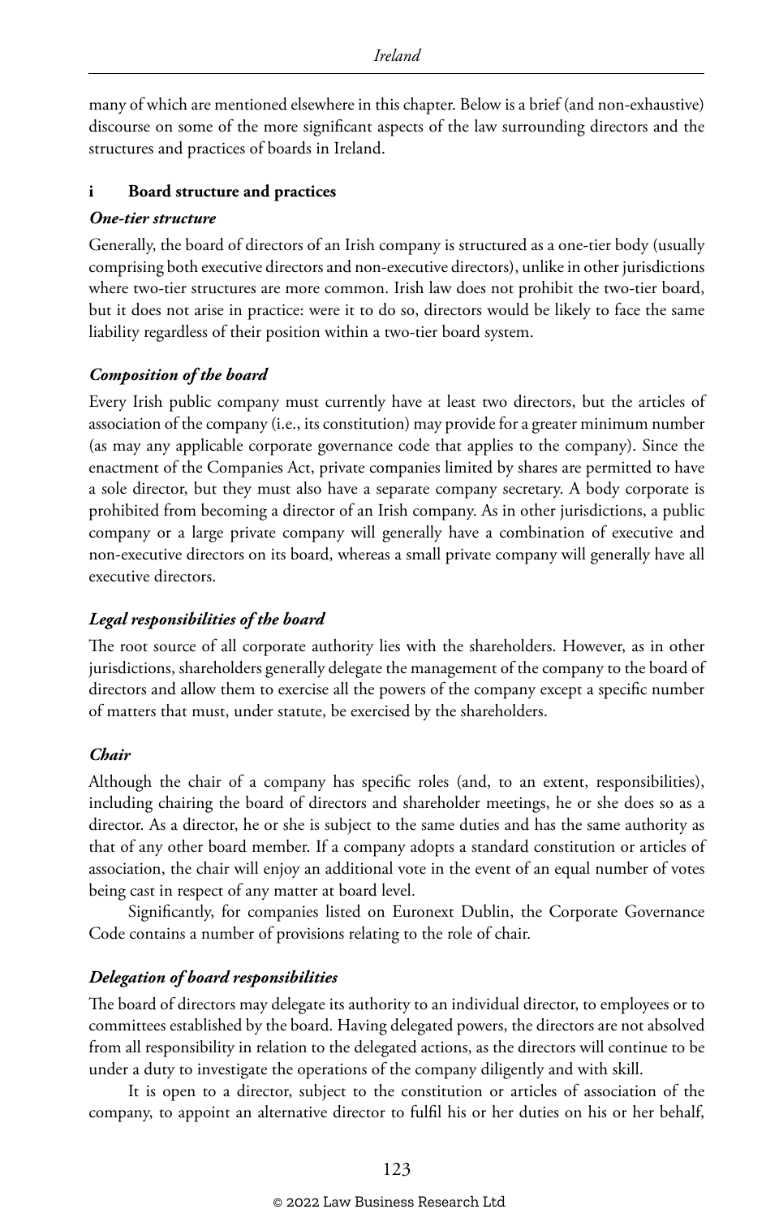many of which are mentioned elsewhere in this chapter. Below is a brief (and non-exhaustive) discourse on some of the more significant aspects of the law surrounding directors and the structures and practices of boards in Ireland.

### i Board structure and practices

***One-tier structure***

Generally, the board of directors of an Irish company is structured as a one-tier body (usually comprising both executive directors and non-executive directors), unlike in other jurisdictions where two-tier structures are more common. Irish law does not prohibit the two-tier board, but it does not arise in practice: were it to do so, directors would be likely to face the same liability regardless of their position within a two-tier board system.

***Composition of the board***

Every Irish public company must currently have at least two directors, but the articles of association of the company (i.e., its constitution) may provide for a greater minimum number (as may any applicable corporate governance code that applies to the company). Since the enactment of the Companies Act, private companies limited by shares are permitted to have a sole director, but they must also have a separate company secretary. A body corporate is prohibited from becoming a director of an Irish company. As in other jurisdictions, a public company or a large private company will generally have a combination of executive and non-executive directors on its board, whereas a small private company will generally have all executive directors.

***Legal responsibilities of the board***

The root source of all corporate authority lies with the shareholders. However, as in other jurisdictions, shareholders generally delegate the management of the company to the board of directors and allow them to exercise all the powers of the company except a specific number of matters that must, under statute, be exercised by the shareholders.

***Chair***

Although the chair of a company has specific roles (and, to an extent, responsibilities), including chairing the board of directors and shareholder meetings, he or she does so as a director. As a director, he or she is subject to the same duties and has the same authority as that of any other board member. If a company adopts a standard constitution or articles of association, the chair will enjoy an additional vote in the event of an equal number of votes being cast in respect of any matter at board level.

Significantly, for companies listed on Euronext Dublin, the Corporate Governance Code contains a number of provisions relating to the role of chair.

***Delegation of board responsibilities***

The board of directors may delegate its authority to an individual director, to employees or to committees established by the board. Having delegated powers, the directors are not absolved from all responsibility in relation to the delegated actions, as the directors will continue to be under a duty to investigate the operations of the company diligently and with skill.

It is open to a director, subject to the constitution or articles of association of the company, to appoint an alternative director to fulfil his or her duties on his or her behalf,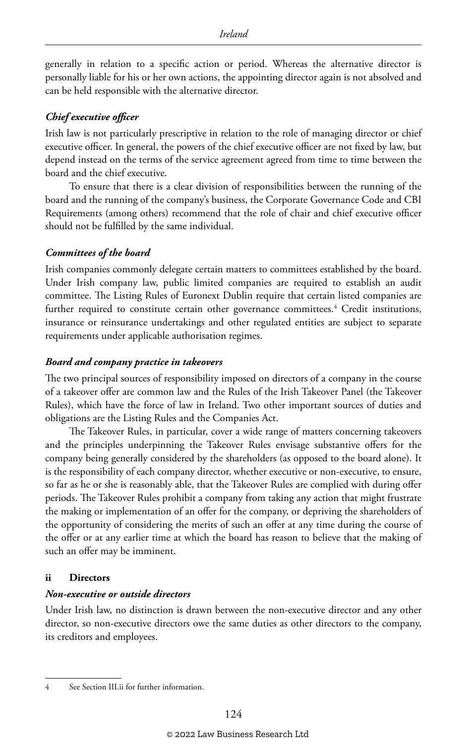generally in relation to a specific action or period. Whereas the alternative director is personally liable for his or her own actions, the appointing director again is not absolved and can be held responsible with the alternative director.

***Chief executive officer***

Irish law is not particularly prescriptive in relation to the role of managing director or chief executive officer. In general, the powers of the chief executive officer are not fixed by law, but depend instead on the terms of the service agreement agreed from time to time between the board and the chief executive.

To ensure that there is a clear division of responsibilities between the running of the board and the running of the company's business, the Corporate Governance Code and CBI Requirements (among others) recommend that the role of chair and chief executive officer should not be fulfilled by the same individual.

***Committees of the board***

Irish companies commonly delegate certain matters to committees established by the board. Under Irish company law, public limited companies are required to establish an audit committee. The Listing Rules of Euronext Dublin require that certain listed companies are further required to constitute certain other governance committees.[4] Credit institutions, insurance or reinsurance undertakings and other regulated entities are subject to separate requirements under applicable authorisation regimes.

***Board and company practice in takeovers***

The two principal sources of responsibility imposed on directors of a company in the course of a takeover offer are common law and the Rules of the Irish Takeover Panel (the Takeover Rules), which have the force of law in Ireland. Two other important sources of duties and obligations are the Listing Rules and the Companies Act.

The Takeover Rules, in particular, cover a wide range of matters concerning takeovers and the principles underpinning the Takeover Rules envisage substantive offers for the company being generally considered by the shareholders (as opposed to the board alone). It is the responsibility of each company director, whether executive or non-executive, to ensure, so far as he or she is reasonably able, that the Takeover Rules are complied with during offer periods. The Takeover Rules prohibit a company from taking any action that might frustrate the making or implementation of an offer for the company, or depriving the shareholders of the opportunity of considering the merits of such an offer at any time during the course of the offer or at any earlier time at which the board has reason to believe that the making of such an offer may be imminent.

### ii Directors

***Non-executive or outside directors***

Under Irish law, no distinction is drawn between the non-executive director and any other director, so non-executive directors owe the same duties as other directors to the company, its creditors and employees.

4 See Section III.ii for further information.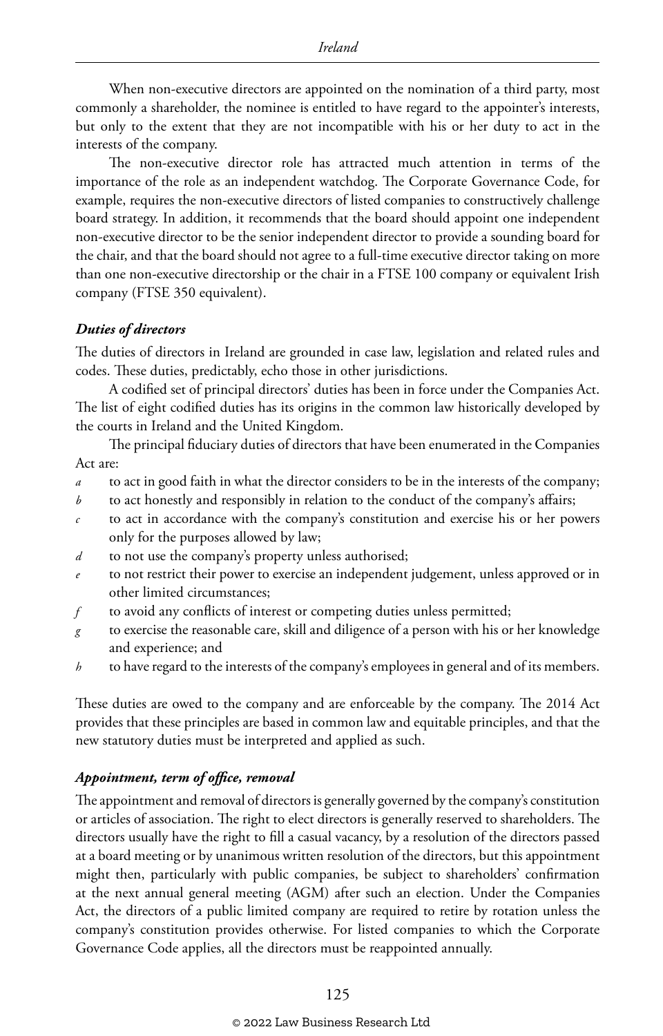When non-executive directors are appointed on the nomination of a third party, most commonly a shareholder, the nominee is entitled to have regard to the appointer's interests, but only to the extent that they are not incompatible with his or her duty to act in the interests of the company.

The non-executive director role has attracted much attention in terms of the importance of the role as an independent watchdog. The Corporate Governance Code, for example, requires the non-executive directors of listed companies to constructively challenge board strategy. In addition, it recommends that the board should appoint one independent non-executive director to be the senior independent director to provide a sounding board for the chair, and that the board should not agree to a full-time executive director taking on more than one non-executive directorship or the chair in a FTSE 100 company or equivalent Irish company (FTSE 350 equivalent).

***Duties of directors***

The duties of directors in Ireland are grounded in case law, legislation and related rules and codes. These duties, predictably, echo those in other jurisdictions.

A codified set of principal directors' duties has been in force under the Companies Act. The list of eight codified duties has its origins in the common law historically developed by the courts in Ireland and the United Kingdom.

The principal fiduciary duties of directors that have been enumerated in the Companies Act are:

- *a* to act in good faith in what the director considers to be in the interests of the company;
- *b* to act honestly and responsibly in relation to the conduct of the company's affairs;
- *c* to act in accordance with the company's constitution and exercise his or her powers only for the purposes allowed by law;
- *d* to not use the company's property unless authorised;
- *e* to not restrict their power to exercise an independent judgement, unless approved or in other limited circumstances;
- *f* to avoid any conflicts of interest or competing duties unless permitted;
- *g* to exercise the reasonable care, skill and diligence of a person with his or her knowledge and experience; and
- *h* to have regard to the interests of the company's employees in general and of its members.

These duties are owed to the company and are enforceable by the company. The 2014 Act provides that these principles are based in common law and equitable principles, and that the new statutory duties must be interpreted and applied as such.

***Appointment, term of office, removal***

The appointment and removal of directors is generally governed by the company's constitution or articles of association. The right to elect directors is generally reserved to shareholders. The directors usually have the right to fill a casual vacancy, by a resolution of the directors passed at a board meeting or by unanimous written resolution of the directors, but this appointment might then, particularly with public companies, be subject to shareholders' confirmation at the next annual general meeting (AGM) after such an election. Under the Companies Act, the directors of a public limited company are required to retire by rotation unless the company's constitution provides otherwise. For listed companies to which the Corporate Governance Code applies, all the directors must be reappointed annually.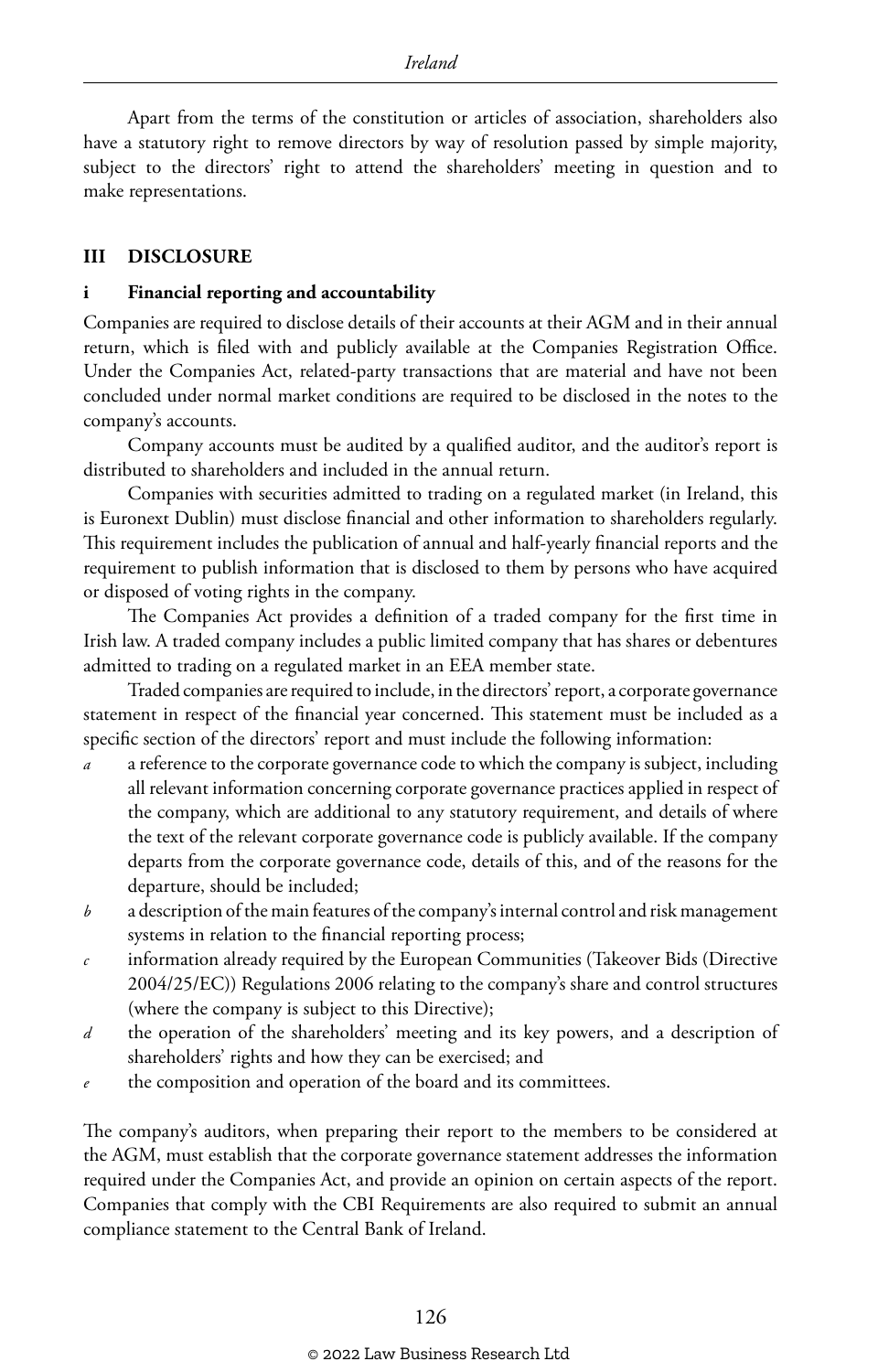Apart from the terms of the constitution or articles of association, shareholders also have a statutory right to remove directors by way of resolution passed by simple majority, subject to the directors' right to attend the shareholders' meeting in question and to make representations.

## III DISCLOSURE

### i Financial reporting and accountability

Companies are required to disclose details of their accounts at their AGM and in their annual return, which is filed with and publicly available at the Companies Registration Office. Under the Companies Act, related-party transactions that are material and have not been concluded under normal market conditions are required to be disclosed in the notes to the company's accounts.

Company accounts must be audited by a qualified auditor, and the auditor's report is distributed to shareholders and included in the annual return.

Companies with securities admitted to trading on a regulated market (in Ireland, this is Euronext Dublin) must disclose financial and other information to shareholders regularly. This requirement includes the publication of annual and half-yearly financial reports and the requirement to publish information that is disclosed to them by persons who have acquired or disposed of voting rights in the company.

The Companies Act provides a definition of a traded company for the first time in Irish law. A traded company includes a public limited company that has shares or debentures admitted to trading on a regulated market in an EEA member state.

Traded companies are required to include, in the directors' report, a corporate governance statement in respect of the financial year concerned. This statement must be included as a specific section of the directors' report and must include the following information:

- *a* a reference to the corporate governance code to which the company is subject, including all relevant information concerning corporate governance practices applied in respect of the company, which are additional to any statutory requirement, and details of where the text of the relevant corporate governance code is publicly available. If the company departs from the corporate governance code, details of this, and of the reasons for the departure, should be included;
- *b* a description of the main features of the company's internal control and risk management systems in relation to the financial reporting process;
- *c* information already required by the European Communities (Takeover Bids (Directive 2004/25/EC)) Regulations 2006 relating to the company's share and control structures (where the company is subject to this Directive);
- *d* the operation of the shareholders' meeting and its key powers, and a description of shareholders' rights and how they can be exercised; and
- *e* the composition and operation of the board and its committees.

The company's auditors, when preparing their report to the members to be considered at the AGM, must establish that the corporate governance statement addresses the information required under the Companies Act, and provide an opinion on certain aspects of the report. Companies that comply with the CBI Requirements are also required to submit an annual compliance statement to the Central Bank of Ireland.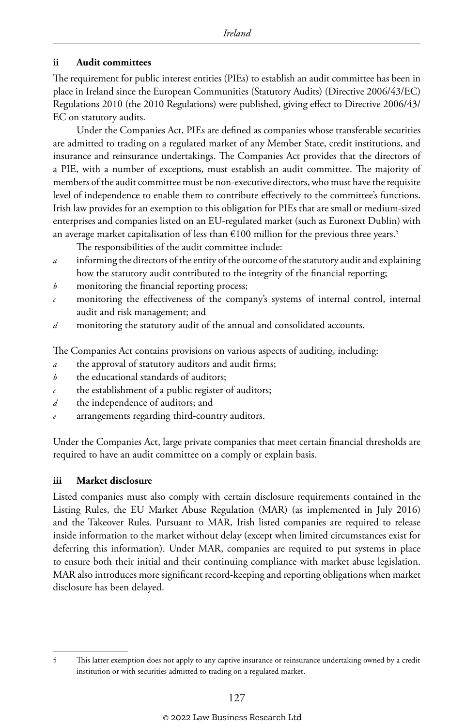### ii Audit committees

The requirement for public interest entities (PIEs) to establish an audit committee has been in place in Ireland since the European Communities (Statutory Audits) (Directive 2006/43/EC) Regulations 2010 (the 2010 Regulations) were published, giving effect to Directive 2006/43/EC on statutory audits.

Under the Companies Act, PIEs are defined as companies whose transferable securities are admitted to trading on a regulated market of any Member State, credit institutions, and insurance and reinsurance undertakings. The Companies Act provides that the directors of a PIE, with a number of exceptions, must establish an audit committee. The majority of members of the audit committee must be non-executive directors, who must have the requisite level of independence to enable them to contribute effectively to the committee's functions. Irish law provides for an exemption to this obligation for PIEs that are small or medium-sized enterprises and companies listed on an EU-regulated market (such as Euronext Dublin) with an average market capitalisation of less than €100 million for the previous three years.[5]

The responsibilities of the audit committee include:

*a* informing the directors of the entity of the outcome of the statutory audit and explaining how the statutory audit contributed to the integrity of the financial reporting;
*b* monitoring the financial reporting process;
*c* monitoring the effectiveness of the company's systems of internal control, internal audit and risk management; and
*d* monitoring the statutory audit of the annual and consolidated accounts.

The Companies Act contains provisions on various aspects of auditing, including:

*a* the approval of statutory auditors and audit firms;
*b* the educational standards of auditors;
*c* the establishment of a public register of auditors;
*d* the independence of auditors; and
*e* arrangements regarding third-country auditors.

Under the Companies Act, large private companies that meet certain financial thresholds are required to have an audit committee on a comply or explain basis.

### iii Market disclosure

Listed companies must also comply with certain disclosure requirements contained in the Listing Rules, the EU Market Abuse Regulation (MAR) (as implemented in July 2016) and the Takeover Rules. Pursuant to MAR, Irish listed companies are required to release inside information to the market without delay (except when limited circumstances exist for deferring this information). Under MAR, companies are required to put systems in place to ensure both their initial and their continuing compliance with market abuse legislation. MAR also introduces more significant record-keeping and reporting obligations when market disclosure has been delayed.

---

5 This latter exemption does not apply to any captive insurance or reinsurance undertaking owned by a credit institution or with securities admitted to trading on a regulated market.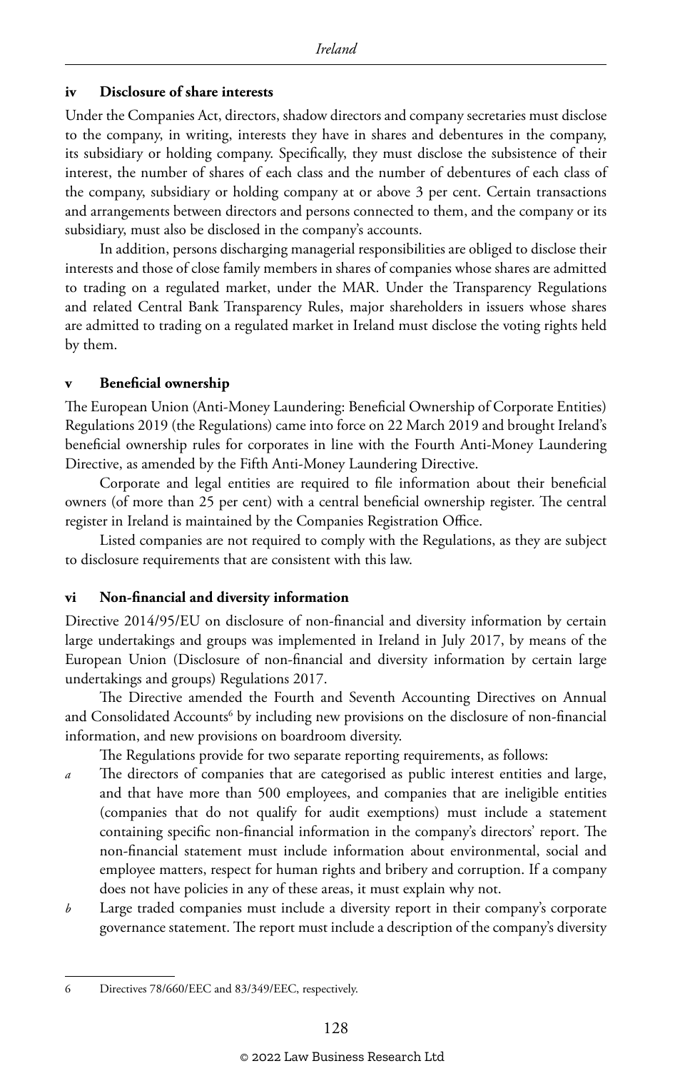### iv Disclosure of share interests

Under the Companies Act, directors, shadow directors and company secretaries must disclose to the company, in writing, interests they have in shares and debentures in the company, its subsidiary or holding company. Specifically, they must disclose the subsistence of their interest, the number of shares of each class and the number of debentures of each class of the company, subsidiary or holding company at or above 3 per cent. Certain transactions and arrangements between directors and persons connected to them, and the company or its subsidiary, must also be disclosed in the company's accounts.

In addition, persons discharging managerial responsibilities are obliged to disclose their interests and those of close family members in shares of companies whose shares are admitted to trading on a regulated market, under the MAR. Under the Transparency Regulations and related Central Bank Transparency Rules, major shareholders in issuers whose shares are admitted to trading on a regulated market in Ireland must disclose the voting rights held by them.

### v Beneficial ownership

The European Union (Anti-Money Laundering: Beneficial Ownership of Corporate Entities) Regulations 2019 (the Regulations) came into force on 22 March 2019 and brought Ireland's beneficial ownership rules for corporates in line with the Fourth Anti-Money Laundering Directive, as amended by the Fifth Anti-Money Laundering Directive.

Corporate and legal entities are required to file information about their beneficial owners (of more than 25 per cent) with a central beneficial ownership register. The central register in Ireland is maintained by the Companies Registration Office.

Listed companies are not required to comply with the Regulations, as they are subject to disclosure requirements that are consistent with this law.

### vi Non-financial and diversity information

Directive 2014/95/EU on disclosure of non-financial and diversity information by certain large undertakings and groups was implemented in Ireland in July 2017, by means of the European Union (Disclosure of non-financial and diversity information by certain large undertakings and groups) Regulations 2017.

The Directive amended the Fourth and Seventh Accounting Directives on Annual and Consolidated Accounts[6] by including new provisions on the disclosure of non-financial information, and new provisions on boardroom diversity.

The Regulations provide for two separate reporting requirements, as follows:

*a* The directors of companies that are categorised as public interest entities and large, and that have more than 500 employees, and companies that are ineligible entities (companies that do not qualify for audit exemptions) must include a statement containing specific non-financial information in the company's directors' report. The non-financial statement must include information about environmental, social and employee matters, respect for human rights and bribery and corruption. If a company does not have policies in any of these areas, it must explain why not.

*b* Large traded companies must include a diversity report in their company's corporate governance statement. The report must include a description of the company's diversity

---

6 Directives 78/660/EEC and 83/349/EEC, respectively.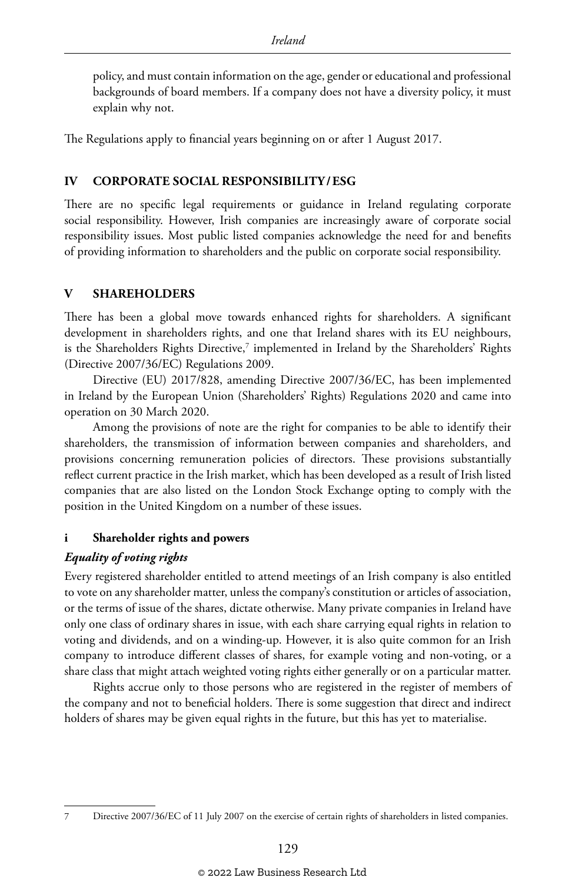policy, and must contain information on the age, gender or educational and professional backgrounds of board members. If a company does not have a diversity policy, it must explain why not.

The Regulations apply to financial years beginning on or after 1 August 2017.

## IV CORPORATE SOCIAL RESPONSIBILITY/ESG

There are no specific legal requirements or guidance in Ireland regulating corporate social responsibility. However, Irish companies are increasingly aware of corporate social responsibility issues. Most public listed companies acknowledge the need for and benefits of providing information to shareholders and the public on corporate social responsibility.

## V SHAREHOLDERS

There has been a global move towards enhanced rights for shareholders. A significant development in shareholders rights, and one that Ireland shares with its EU neighbours, is the Shareholders Rights Directive,[7] implemented in Ireland by the Shareholders' Rights (Directive 2007/36/EC) Regulations 2009.

Directive (EU) 2017/828, amending Directive 2007/36/EC, has been implemented in Ireland by the European Union (Shareholders' Rights) Regulations 2020 and came into operation on 30 March 2020.

Among the provisions of note are the right for companies to be able to identify their shareholders, the transmission of information between companies and shareholders, and provisions concerning remuneration policies of directors. These provisions substantially reflect current practice in the Irish market, which has been developed as a result of Irish listed companies that are also listed on the London Stock Exchange opting to comply with the position in the United Kingdom on a number of these issues.

### i Shareholder rights and powers

#### *Equality of voting rights*

Every registered shareholder entitled to attend meetings of an Irish company is also entitled to vote on any shareholder matter, unless the company's constitution or articles of association, or the terms of issue of the shares, dictate otherwise. Many private companies in Ireland have only one class of ordinary shares in issue, with each share carrying equal rights in relation to voting and dividends, and on a winding-up. However, it is also quite common for an Irish company to introduce different classes of shares, for example voting and non-voting, or a share class that might attach weighted voting rights either generally or on a particular matter.

Rights accrue only to those persons who are registered in the register of members of the company and not to beneficial holders. There is some suggestion that direct and indirect holders of shares may be given equal rights in the future, but this has yet to materialise.

---

7 Directive 2007/36/EC of 11 July 2007 on the exercise of certain rights of shareholders in listed companies.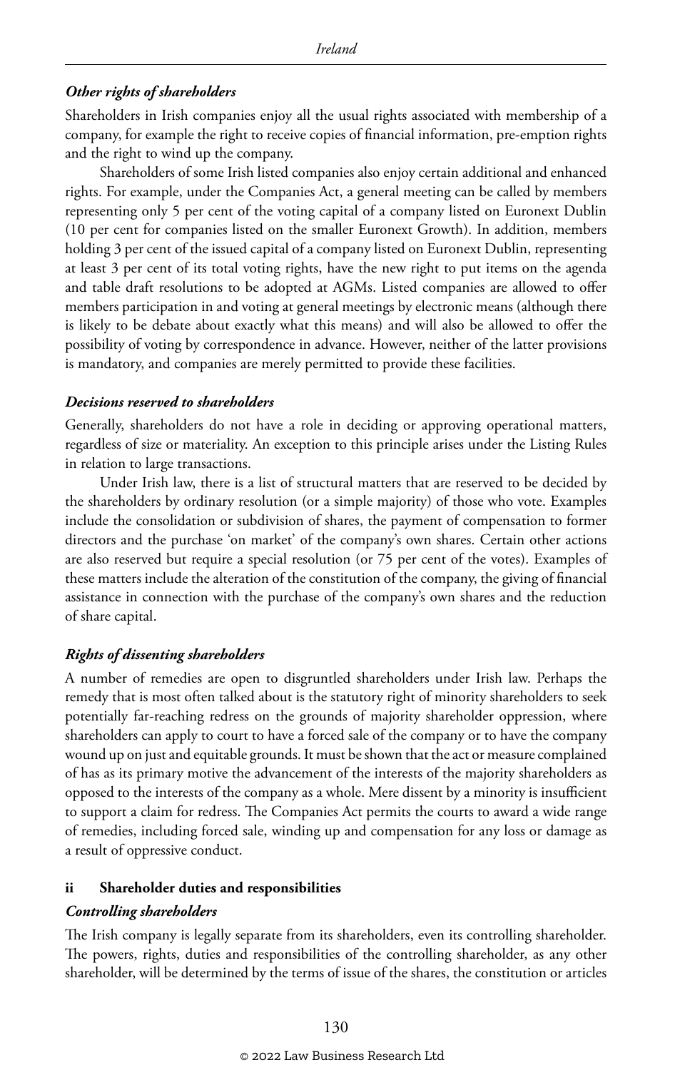*Other rights of shareholders*

Shareholders in Irish companies enjoy all the usual rights associated with membership of a company, for example the right to receive copies of financial information, pre-emption rights and the right to wind up the company.

Shareholders of some Irish listed companies also enjoy certain additional and enhanced rights. For example, under the Companies Act, a general meeting can be called by members representing only 5 per cent of the voting capital of a company listed on Euronext Dublin (10 per cent for companies listed on the smaller Euronext Growth). In addition, members holding 3 per cent of the issued capital of a company listed on Euronext Dublin, representing at least 3 per cent of its total voting rights, have the new right to put items on the agenda and table draft resolutions to be adopted at AGMs. Listed companies are allowed to offer members participation in and voting at general meetings by electronic means (although there is likely to be debate about exactly what this means) and will also be allowed to offer the possibility of voting by correspondence in advance. However, neither of the latter provisions is mandatory, and companies are merely permitted to provide these facilities.

*Decisions reserved to shareholders*

Generally, shareholders do not have a role in deciding or approving operational matters, regardless of size or materiality. An exception to this principle arises under the Listing Rules in relation to large transactions.

Under Irish law, there is a list of structural matters that are reserved to be decided by the shareholders by ordinary resolution (or a simple majority) of those who vote. Examples include the consolidation or subdivision of shares, the payment of compensation to former directors and the purchase 'on market' of the company's own shares. Certain other actions are also reserved but require a special resolution (or 75 per cent of the votes). Examples of these matters include the alteration of the constitution of the company, the giving of financial assistance in connection with the purchase of the company's own shares and the reduction of share capital.

*Rights of dissenting shareholders*

A number of remedies are open to disgruntled shareholders under Irish law. Perhaps the remedy that is most often talked about is the statutory right of minority shareholders to seek potentially far-reaching redress on the grounds of majority shareholder oppression, where shareholders can apply to court to have a forced sale of the company or to have the company wound up on just and equitable grounds. It must be shown that the act or measure complained of has as its primary motive the advancement of the interests of the majority shareholders as opposed to the interests of the company as a whole. Mere dissent by a minority is insufficient to support a claim for redress. The Companies Act permits the courts to award a wide range of remedies, including forced sale, winding up and compensation for any loss or damage as a result of oppressive conduct.

### ii Shareholder duties and responsibilities

*Controlling shareholders*

The Irish company is legally separate from its shareholders, even its controlling shareholder. The powers, rights, duties and responsibilities of the controlling shareholder, as any other shareholder, will be determined by the terms of issue of the shares, the constitution or articles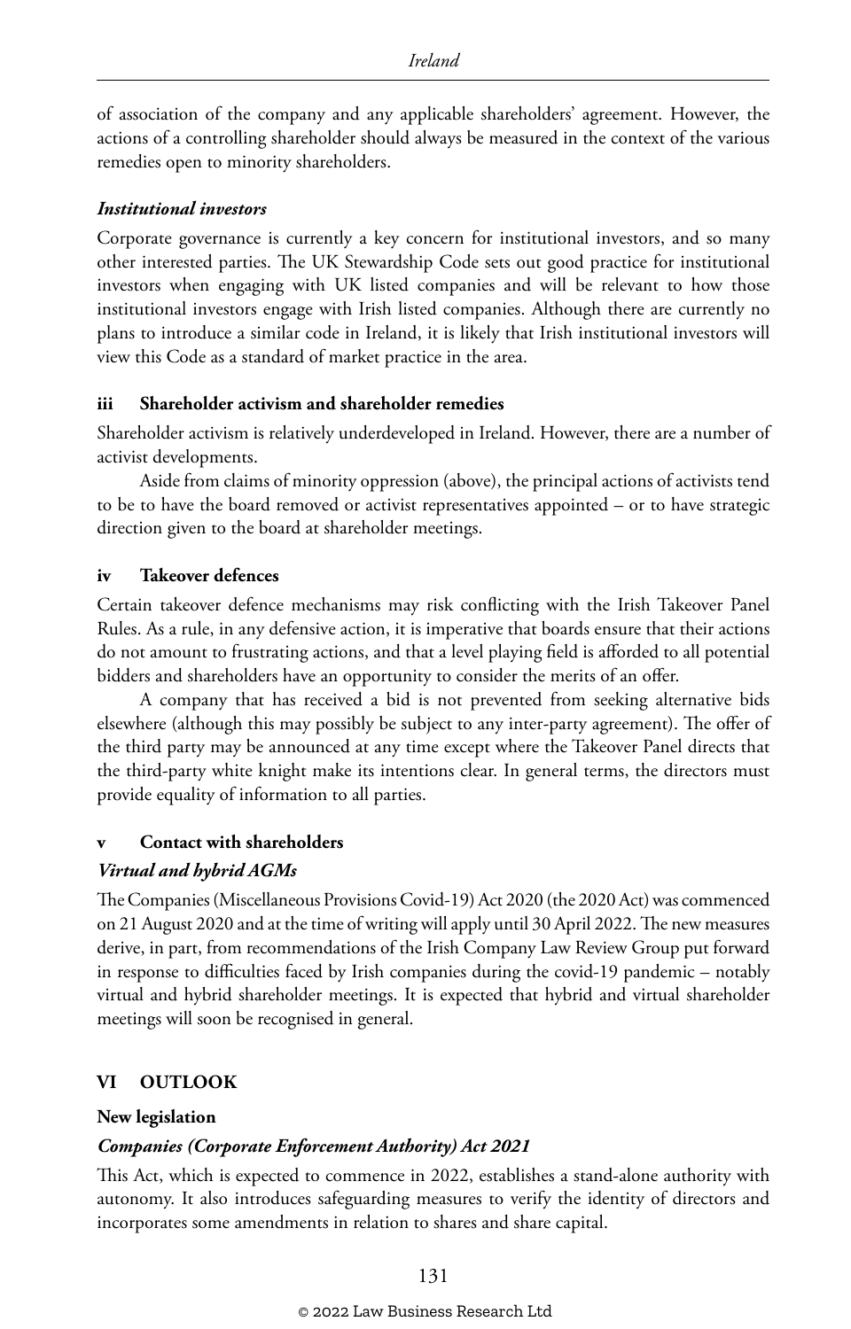of association of the company and any applicable shareholders' agreement. However, the actions of a controlling shareholder should always be measured in the context of the various remedies open to minority shareholders.

*Institutional investors*

Corporate governance is currently a key concern for institutional investors, and so many other interested parties. The UK Stewardship Code sets out good practice for institutional investors when engaging with UK listed companies and will be relevant to how those institutional investors engage with Irish listed companies. Although there are currently no plans to introduce a similar code in Ireland, it is likely that Irish institutional investors will view this Code as a standard of market practice in the area.

### iii Shareholder activism and shareholder remedies

Shareholder activism is relatively underdeveloped in Ireland. However, there are a number of activist developments.

Aside from claims of minority oppression (above), the principal actions of activists tend to be to have the board removed or activist representatives appointed – or to have strategic direction given to the board at shareholder meetings.

### iv Takeover defences

Certain takeover defence mechanisms may risk conflicting with the Irish Takeover Panel Rules. As a rule, in any defensive action, it is imperative that boards ensure that their actions do not amount to frustrating actions, and that a level playing field is afforded to all potential bidders and shareholders have an opportunity to consider the merits of an offer.

A company that has received a bid is not prevented from seeking alternative bids elsewhere (although this may possibly be subject to any inter-party agreement). The offer of the third party may be announced at any time except where the Takeover Panel directs that the third-party white knight make its intentions clear. In general terms, the directors must provide equality of information to all parties.

### v Contact with shareholders

*Virtual and hybrid AGMs*

The Companies (Miscellaneous Provisions Covid-19) Act 2020 (the 2020 Act) was commenced on 21 August 2020 and at the time of writing will apply until 30 April 2022. The new measures derive, in part, from recommendations of the Irish Company Law Review Group put forward in response to difficulties faced by Irish companies during the covid-19 pandemic – notably virtual and hybrid shareholder meetings. It is expected that hybrid and virtual shareholder meetings will soon be recognised in general.

## VI OUTLOOK

**New legislation**

*Companies (Corporate Enforcement Authority) Act 2021*

This Act, which is expected to commence in 2022, establishes a stand-alone authority with autonomy. It also introduces safeguarding measures to verify the identity of directors and incorporates some amendments in relation to shares and share capital.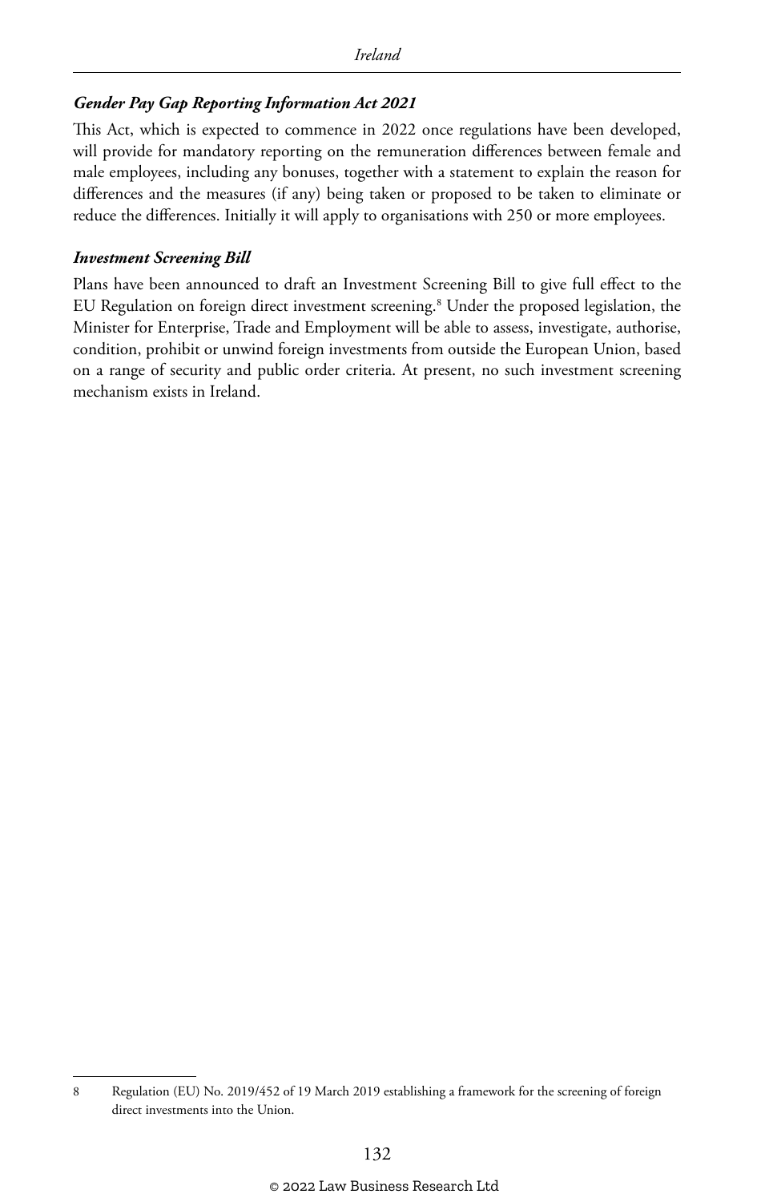### *Gender Pay Gap Reporting Information Act 2021*

This Act, which is expected to commence in 2022 once regulations have been developed, will provide for mandatory reporting on the remuneration differences between female and male employees, including any bonuses, together with a statement to explain the reason for differences and the measures (if any) being taken or proposed to be taken to eliminate or reduce the differences. Initially it will apply to organisations with 250 or more employees.

### *Investment Screening Bill*

Plans have been announced to draft an Investment Screening Bill to give full effect to the EU Regulation on foreign direct investment screening.[8] Under the proposed legislation, the Minister for Enterprise, Trade and Employment will be able to assess, investigate, authorise, condition, prohibit or unwind foreign investments from outside the European Union, based on a range of security and public order criteria. At present, no such investment screening mechanism exists in Ireland.

---

8 Regulation (EU) No. 2019/452 of 19 March 2019 establishing a framework for the screening of foreign direct investments into the Union.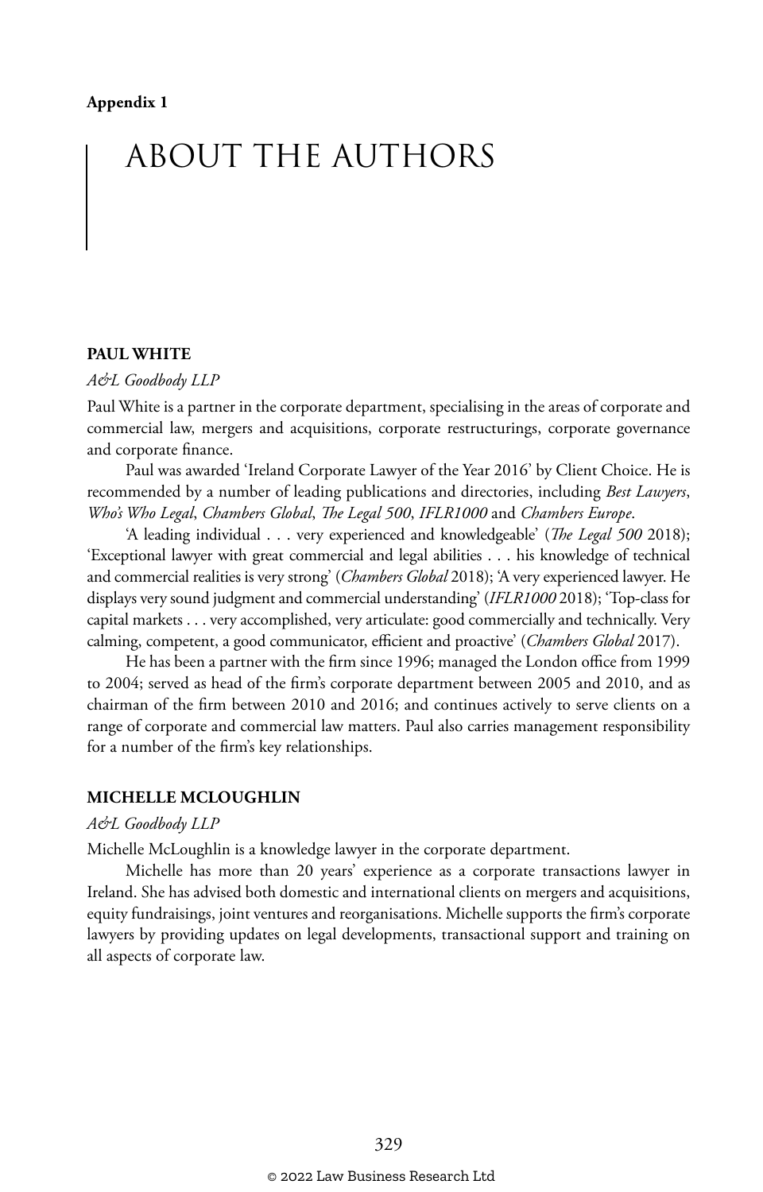**Appendix 1**

# ABOUT THE AUTHORS

## PAUL WHITE

*A&L Goodbody LLP*

Paul White is a partner in the corporate department, specialising in the areas of corporate and commercial law, mergers and acquisitions, corporate restructurings, corporate governance and corporate finance.

Paul was awarded 'Ireland Corporate Lawyer of the Year 2016' by Client Choice. He is recommended by a number of leading publications and directories, including *Best Lawyers*, *Who's Who Legal*, *Chambers Global*, *The Legal 500*, *IFLR1000* and *Chambers Europe*.

'A leading individual . . . very experienced and knowledgeable' (*The Legal 500* 2018); 'Exceptional lawyer with great commercial and legal abilities . . . his knowledge of technical and commercial realities is very strong' (*Chambers Global* 2018); 'A very experienced lawyer. He displays very sound judgment and commercial understanding' (*IFLR1000* 2018); 'Top-class for capital markets . . . very accomplished, very articulate: good commercially and technically. Very calming, competent, a good communicator, efficient and proactive' (*Chambers Global* 2017).

He has been a partner with the firm since 1996; managed the London office from 1999 to 2004; served as head of the firm's corporate department between 2005 and 2010, and as chairman of the firm between 2010 and 2016; and continues actively to serve clients on a range of corporate and commercial law matters. Paul also carries management responsibility for a number of the firm's key relationships.

## MICHELLE MCLOUGHLIN

*A&L Goodbody LLP*

Michelle McLoughlin is a knowledge lawyer in the corporate department.

Michelle has more than 20 years' experience as a corporate transactions lawyer in Ireland. She has advised both domestic and international clients on mergers and acquisitions, equity fundraisings, joint ventures and reorganisations. Michelle supports the firm's corporate lawyers by providing updates on legal developments, transactional support and training on all aspects of corporate law.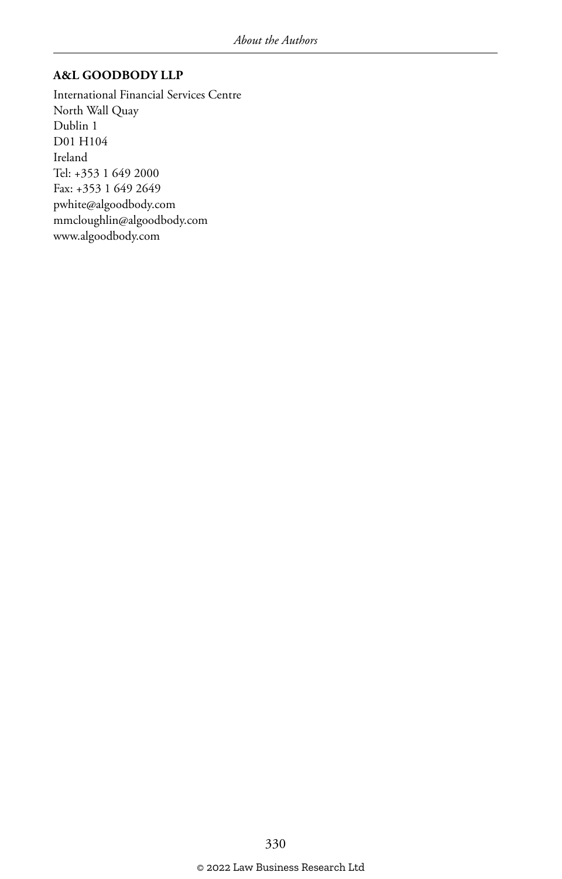**A&L GOODBODY LLP**

International Financial Services Centre
North Wall Quay
Dublin 1
D01 H104
Ireland
Tel: +353 1 649 2000
Fax: +353 1 649 2649
pwhite@algoodbody.com
mmcloughlin@algoodbody.com
www.algoodbody.com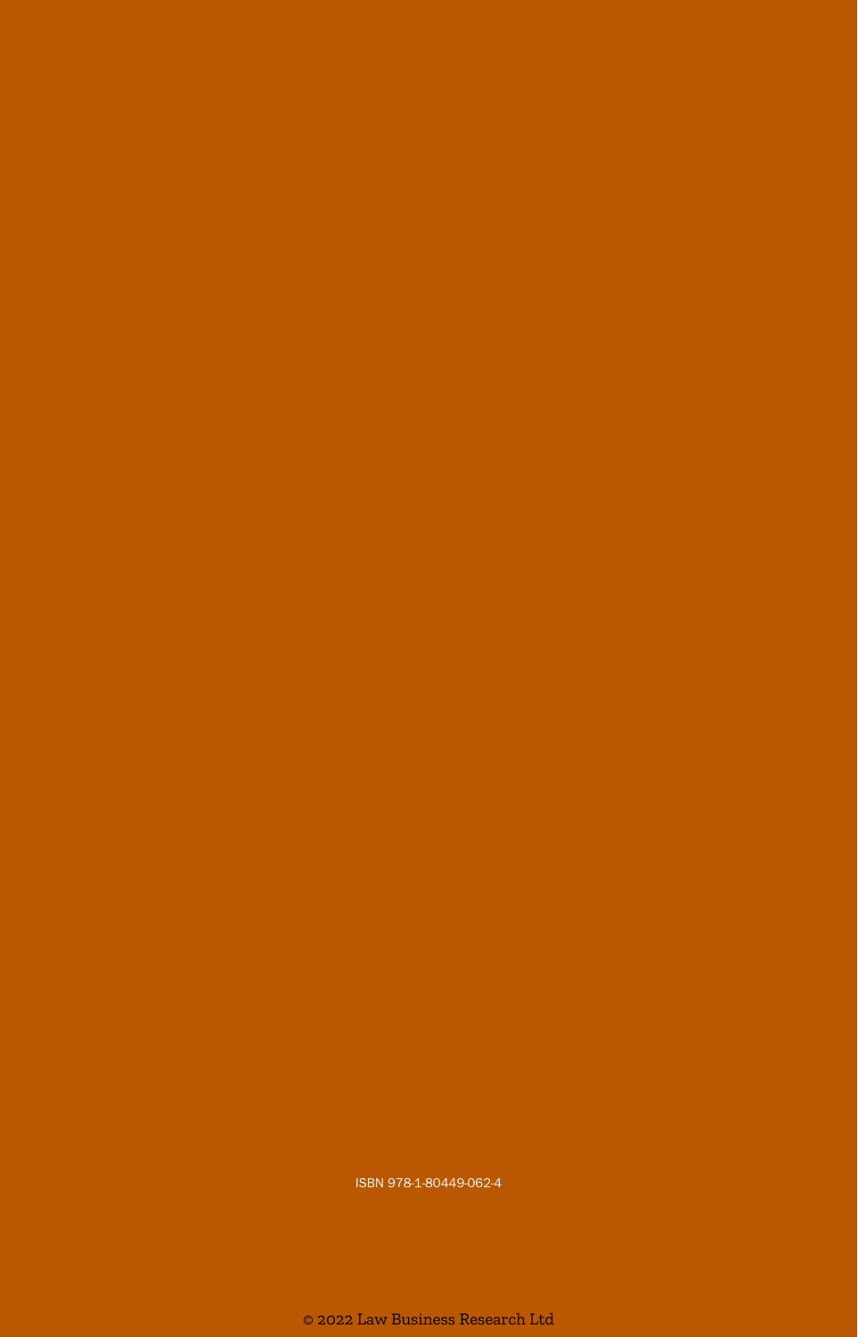ISBN 978-1-80449-062-4

© 2022 Law Business Research Ltd